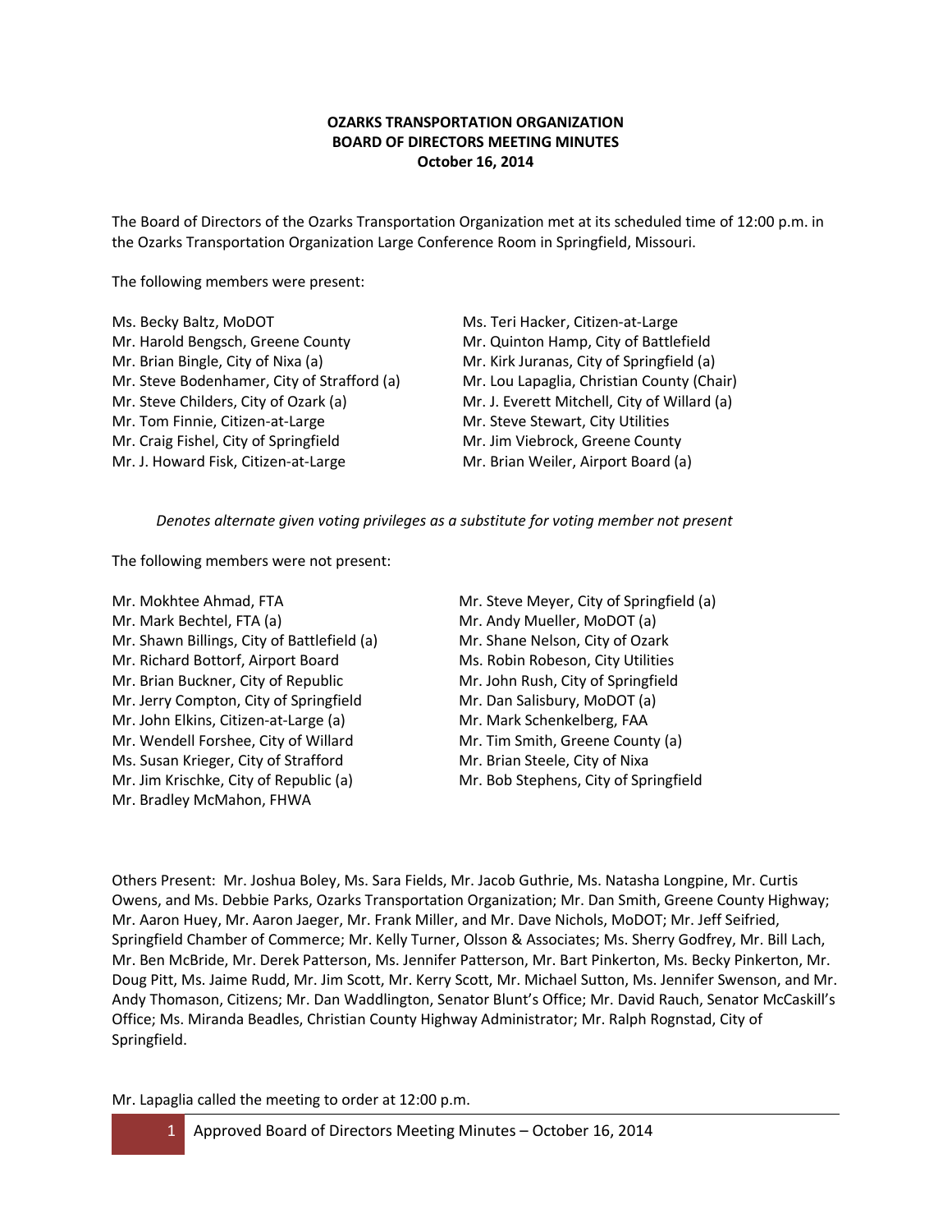**OZARKS TRANSPORTATION ORGANIZATION**
**BOARD OF DIRECTORS MEETING MINUTES**
**October 16, 2014**

The Board of Directors of the Ozarks Transportation Organization met at its scheduled time of 12:00 p.m. in the Ozarks Transportation Organization Large Conference Room in Springfield, Missouri.

The following members were present:

Ms. Becky Baltz, MoDOT
Mr. Harold Bengsch, Greene County
Mr. Brian Bingle, City of Nixa (a)
Mr. Steve Bodenhamer, City of Strafford (a)
Mr. Steve Childers, City of Ozark (a)
Mr. Tom Finnie, Citizen-at-Large
Mr. Craig Fishel, City of Springfield
Mr. J. Howard Fisk, Citizen-at-Large
Ms. Teri Hacker, Citizen-at-Large
Mr. Quinton Hamp, City of Battlefield
Mr. Kirk Juranas, City of Springfield (a)
Mr. Lou Lapaglia, Christian County (Chair)
Mr. J. Everett Mitchell, City of Willard (a)
Mr. Steve Stewart, City Utilities
Mr. Jim Viebrock, Greene County
Mr. Brian Weiler, Airport Board (a)

*Denotes alternate given voting privileges as a substitute for voting member not present*

The following members were not present:

Mr. Mokhtee Ahmad, FTA
Mr. Mark Bechtel, FTA (a)
Mr. Shawn Billings, City of Battlefield (a)
Mr. Richard Bottorf, Airport Board
Mr. Brian Buckner, City of Republic
Mr. Jerry Compton, City of Springfield
Mr. John Elkins, Citizen-at-Large (a)
Mr. Wendell Forshee, City of Willard
Ms. Susan Krieger, City of Strafford
Mr. Jim Krischke, City of Republic (a)
Mr. Bradley McMahon, FHWA
Mr. Steve Meyer, City of Springfield (a)
Mr. Andy Mueller, MoDOT (a)
Mr. Shane Nelson, City of Ozark
Ms. Robin Robeson, City Utilities
Mr. John Rush, City of Springfield
Mr. Dan Salisbury, MoDOT (a)
Mr. Mark Schenkelberg, FAA
Mr. Tim Smith, Greene County (a)
Mr. Brian Steele, City of Nixa
Mr. Bob Stephens, City of Springfield

Others Present: Mr. Joshua Boley, Ms. Sara Fields, Mr. Jacob Guthrie, Ms. Natasha Longpine, Mr. Curtis Owens, and Ms. Debbie Parks, Ozarks Transportation Organization; Mr. Dan Smith, Greene County Highway; Mr. Aaron Huey, Mr. Aaron Jaeger, Mr. Frank Miller, and Mr. Dave Nichols, MoDOT; Mr. Jeff Seifried, Springfield Chamber of Commerce; Mr. Kelly Turner, Olsson & Associates; Ms. Sherry Godfrey, Mr. Bill Lach, Mr. Ben McBride, Mr. Derek Patterson, Ms. Jennifer Patterson, Mr. Bart Pinkerton, Ms. Becky Pinkerton, Mr. Doug Pitt, Ms. Jaime Rudd, Mr. Jim Scott, Mr. Kerry Scott, Mr. Michael Sutton, Ms. Jennifer Swenson, and Mr. Andy Thomason, Citizens; Mr. Dan Waddlington, Senator Blunt's Office; Mr. David Rauch, Senator McCaskill's Office; Ms. Miranda Beadles, Christian County Highway Administrator; Mr. Ralph Rognstad, City of Springfield.

Mr. Lapaglia called the meeting to order at 12:00 p.m.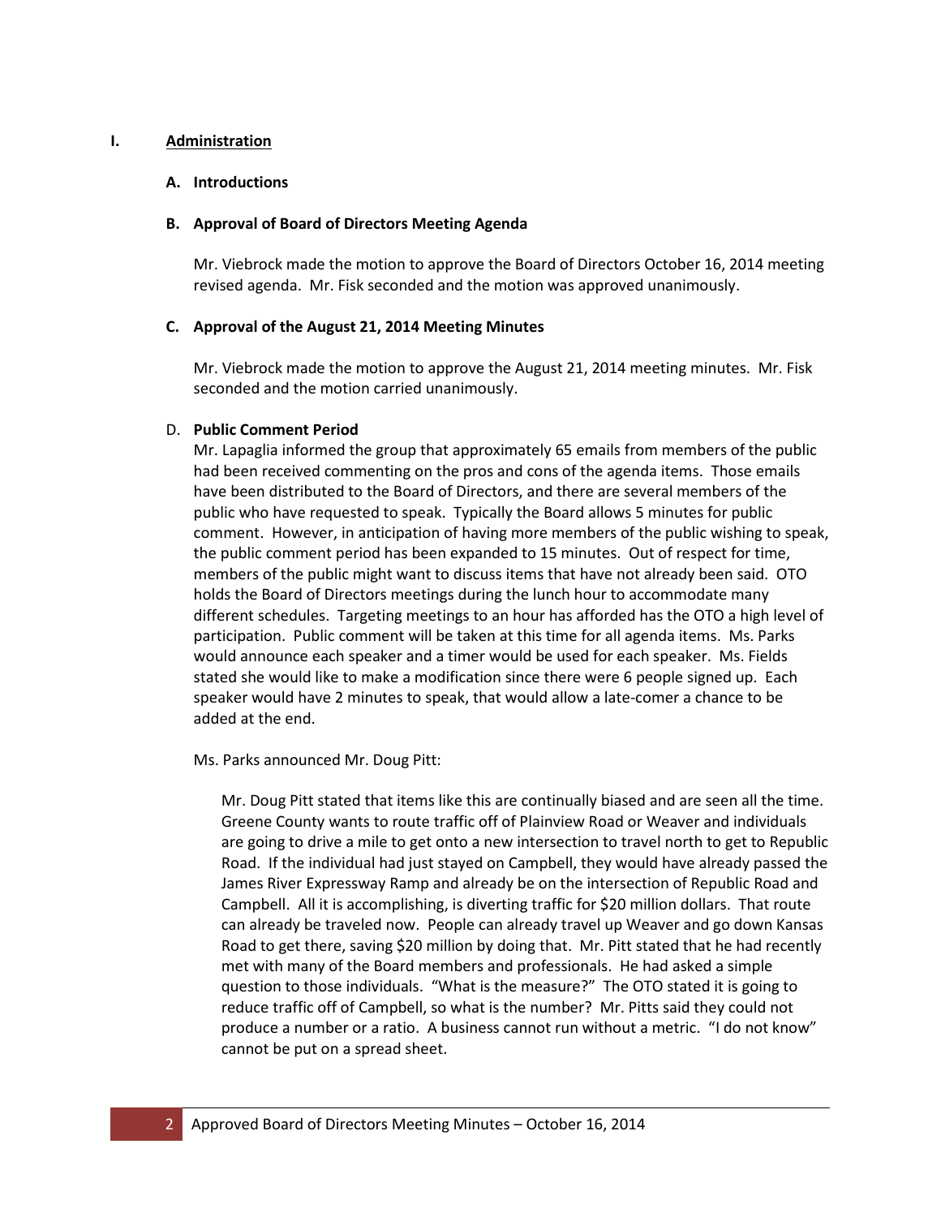# I. Administration

## A. Introductions

## B. Approval of Board of Directors Meeting Agenda

Mr. Viebrock made the motion to approve the Board of Directors October 16, 2014 meeting revised agenda. Mr. Fisk seconded and the motion was approved unanimously.

## C. Approval of the August 21, 2014 Meeting Minutes

Mr. Viebrock made the motion to approve the August 21, 2014 meeting minutes. Mr. Fisk seconded and the motion carried unanimously.

## D. Public Comment Period

Mr. Lapaglia informed the group that approximately 65 emails from members of the public had been received commenting on the pros and cons of the agenda items. Those emails have been distributed to the Board of Directors, and there are several members of the public who have requested to speak. Typically the Board allows 5 minutes for public comment. However, in anticipation of having more members of the public wishing to speak, the public comment period has been expanded to 15 minutes. Out of respect for time, members of the public might want to discuss items that have not already been said. OTO holds the Board of Directors meetings during the lunch hour to accommodate many different schedules. Targeting meetings to an hour has afforded has the OTO a high level of participation. Public comment will be taken at this time for all agenda items. Ms. Parks would announce each speaker and a timer would be used for each speaker. Ms. Fields stated she would like to make a modification since there were 6 people signed up. Each speaker would have 2 minutes to speak, that would allow a late-comer a chance to be added at the end.

Ms. Parks announced Mr. Doug Pitt:

> Mr. Doug Pitt stated that items like this are continually biased and are seen all the time. Greene County wants to route traffic off of Plainview Road or Weaver and individuals are going to drive a mile to get onto a new intersection to travel north to get to Republic Road. If the individual had just stayed on Campbell, they would have already passed the James River Expressway Ramp and already be on the intersection of Republic Road and Campbell. All it is accomplishing, is diverting traffic for $20 million dollars. That route can already be traveled now. People can already travel up Weaver and go down Kansas Road to get there, saving $20 million by doing that. Mr. Pitt stated that he had recently met with many of the Board members and professionals. He had asked a simple question to those individuals. "What is the measure?" The OTO stated it is going to reduce traffic off of Campbell, so what is the number? Mr. Pitts said they could not produce a number or a ratio. A business cannot run without a metric. "I do not know" cannot be put on a spread sheet.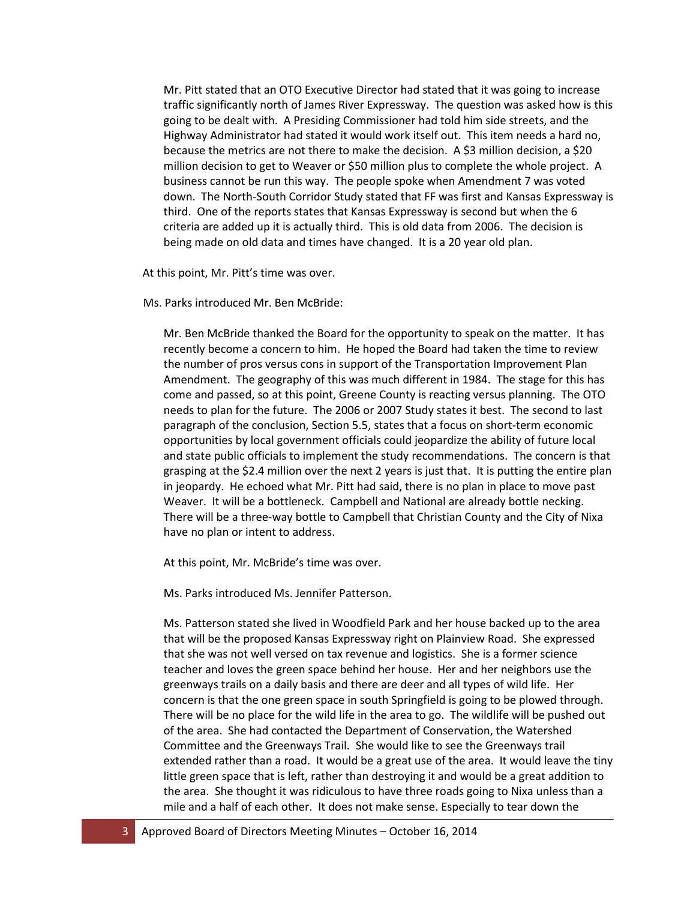Mr. Pitt stated that an OTO Executive Director had stated that it was going to increase traffic significantly north of James River Expressway. The question was asked how is this going to be dealt with. A Presiding Commissioner had told him side streets, and the Highway Administrator had stated it would work itself out. This item needs a hard no, because the metrics are not there to make the decision. A $3 million decision, a $20 million decision to get to Weaver or $50 million plus to complete the whole project. A business cannot be run this way. The people spoke when Amendment 7 was voted down. The North-South Corridor Study stated that FF was first and Kansas Expressway is third. One of the reports states that Kansas Expressway is second but when the 6 criteria are added up it is actually third. This is old data from 2006. The decision is being made on old data and times have changed. It is a 20 year old plan.

At this point, Mr. Pitt's time was over.

Ms. Parks introduced Mr. Ben McBride:

Mr. Ben McBride thanked the Board for the opportunity to speak on the matter. It has recently become a concern to him. He hoped the Board had taken the time to review the number of pros versus cons in support of the Transportation Improvement Plan Amendment. The geography of this was much different in 1984. The stage for this has come and passed, so at this point, Greene County is reacting versus planning. The OTO needs to plan for the future. The 2006 or 2007 Study states it best. The second to last paragraph of the conclusion, Section 5.5, states that a focus on short-term economic opportunities by local government officials could jeopardize the ability of future local and state public officials to implement the study recommendations. The concern is that grasping at the $2.4 million over the next 2 years is just that. It is putting the entire plan in jeopardy. He echoed what Mr. Pitt had said, there is no plan in place to move past Weaver. It will be a bottleneck. Campbell and National are already bottle necking. There will be a three-way bottle to Campbell that Christian County and the City of Nixa have no plan or intent to address.

At this point, Mr. McBride's time was over.

Ms. Parks introduced Ms. Jennifer Patterson.

Ms. Patterson stated she lived in Woodfield Park and her house backed up to the area that will be the proposed Kansas Expressway right on Plainview Road. She expressed that she was not well versed on tax revenue and logistics. She is a former science teacher and loves the green space behind her house. Her and her neighbors use the greenways trails on a daily basis and there are deer and all types of wild life. Her concern is that the one green space in south Springfield is going to be plowed through. There will be no place for the wild life in the area to go. The wildlife will be pushed out of the area. She had contacted the Department of Conservation, the Watershed Committee and the Greenways Trail. She would like to see the Greenways trail extended rather than a road. It would be a great use of the area. It would leave the tiny little green space that is left, rather than destroying it and would be a great addition to the area. She thought it was ridiculous to have three roads going to Nixa unless than a mile and a half of each other. It does not make sense. Especially to tear down the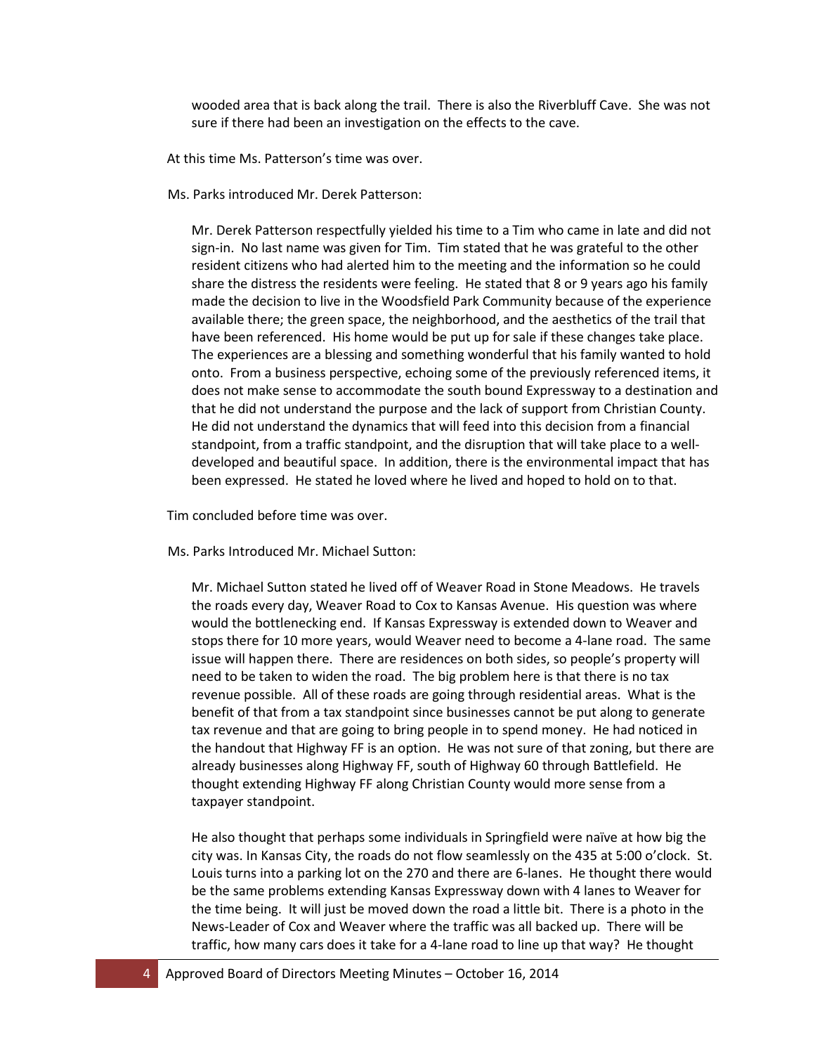wooded area that is back along the trail. There is also the Riverbluff Cave. She was not sure if there had been an investigation on the effects to the cave.

At this time Ms. Patterson's time was over.

Ms. Parks introduced Mr. Derek Patterson:

Mr. Derek Patterson respectfully yielded his time to a Tim who came in late and did not sign-in. No last name was given for Tim. Tim stated that he was grateful to the other resident citizens who had alerted him to the meeting and the information so he could share the distress the residents were feeling. He stated that 8 or 9 years ago his family made the decision to live in the Woodsfield Park Community because of the experience available there; the green space, the neighborhood, and the aesthetics of the trail that have been referenced. His home would be put up for sale if these changes take place. The experiences are a blessing and something wonderful that his family wanted to hold onto. From a business perspective, echoing some of the previously referenced items, it does not make sense to accommodate the south bound Expressway to a destination and that he did not understand the purpose and the lack of support from Christian County. He did not understand the dynamics that will feed into this decision from a financial standpoint, from a traffic standpoint, and the disruption that will take place to a well-developed and beautiful space. In addition, there is the environmental impact that has been expressed. He stated he loved where he lived and hoped to hold on to that.

Tim concluded before time was over.

Ms. Parks Introduced Mr. Michael Sutton:

Mr. Michael Sutton stated he lived off of Weaver Road in Stone Meadows. He travels the roads every day, Weaver Road to Cox to Kansas Avenue. His question was where would the bottlenecking end. If Kansas Expressway is extended down to Weaver and stops there for 10 more years, would Weaver need to become a 4-lane road. The same issue will happen there. There are residences on both sides, so people's property will need to be taken to widen the road. The big problem here is that there is no tax revenue possible. All of these roads are going through residential areas. What is the benefit of that from a tax standpoint since businesses cannot be put along to generate tax revenue and that are going to bring people in to spend money. He had noticed in the handout that Highway FF is an option. He was not sure of that zoning, but there are already businesses along Highway FF, south of Highway 60 through Battlefield. He thought extending Highway FF along Christian County would more sense from a taxpayer standpoint.

He also thought that perhaps some individuals in Springfield were naïve at how big the city was. In Kansas City, the roads do not flow seamlessly on the 435 at 5:00 o'clock. St. Louis turns into a parking lot on the 270 and there are 6-lanes. He thought there would be the same problems extending Kansas Expressway down with 4 lanes to Weaver for the time being. It will just be moved down the road a little bit. There is a photo in the News-Leader of Cox and Weaver where the traffic was all backed up. There will be traffic, how many cars does it take for a 4-lane road to line up that way? He thought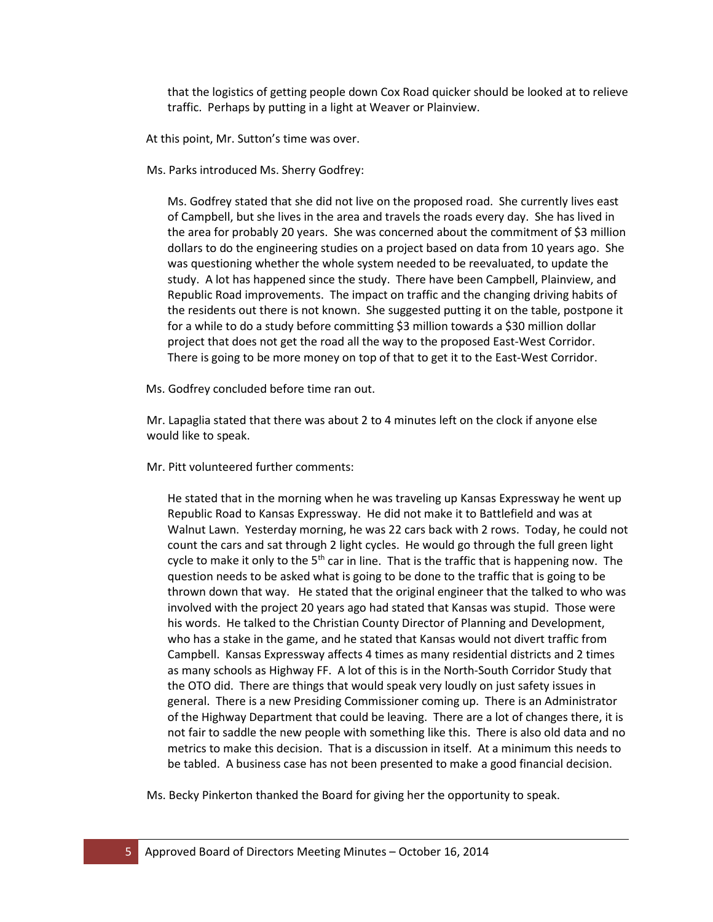that the logistics of getting people down Cox Road quicker should be looked at to relieve traffic. Perhaps by putting in a light at Weaver or Plainview.

At this point, Mr. Sutton's time was over.

Ms. Parks introduced Ms. Sherry Godfrey:

> Ms. Godfrey stated that she did not live on the proposed road. She currently lives east of Campbell, but she lives in the area and travels the roads every day. She has lived in the area for probably 20 years. She was concerned about the commitment of $3 million dollars to do the engineering studies on a project based on data from 10 years ago. She was questioning whether the whole system needed to be reevaluated, to update the study. A lot has happened since the study. There have been Campbell, Plainview, and Republic Road improvements. The impact on traffic and the changing driving habits of the residents out there is not known. She suggested putting it on the table, postpone it for a while to do a study before committing $3 million towards a $30 million dollar project that does not get the road all the way to the proposed East-West Corridor. There is going to be more money on top of that to get it to the East-West Corridor.

Ms. Godfrey concluded before time ran out.

Mr. Lapaglia stated that there was about 2 to 4 minutes left on the clock if anyone else would like to speak.

Mr. Pitt volunteered further comments:

> He stated that in the morning when he was traveling up Kansas Expressway he went up Republic Road to Kansas Expressway. He did not make it to Battlefield and was at Walnut Lawn. Yesterday morning, he was 22 cars back with 2 rows. Today, he could not count the cars and sat through 2 light cycles. He would go through the full green light cycle to make it only to the 5th car in line. That is the traffic that is happening now. The question needs to be asked what is going to be done to the traffic that is going to be thrown down that way. He stated that the original engineer that the talked to who was involved with the project 20 years ago had stated that Kansas was stupid. Those were his words. He talked to the Christian County Director of Planning and Development, who has a stake in the game, and he stated that Kansas would not divert traffic from Campbell. Kansas Expressway affects 4 times as many residential districts and 2 times as many schools as Highway FF. A lot of this is in the North-South Corridor Study that the OTO did. There are things that would speak very loudly on just safety issues in general. There is a new Presiding Commissioner coming up. There is an Administrator of the Highway Department that could be leaving. There are a lot of changes there, it is not fair to saddle the new people with something like this. There is also old data and no metrics to make this decision. That is a discussion in itself. At a minimum this needs to be tabled. A business case has not been presented to make a good financial decision.

Ms. Becky Pinkerton thanked the Board for giving her the opportunity to speak.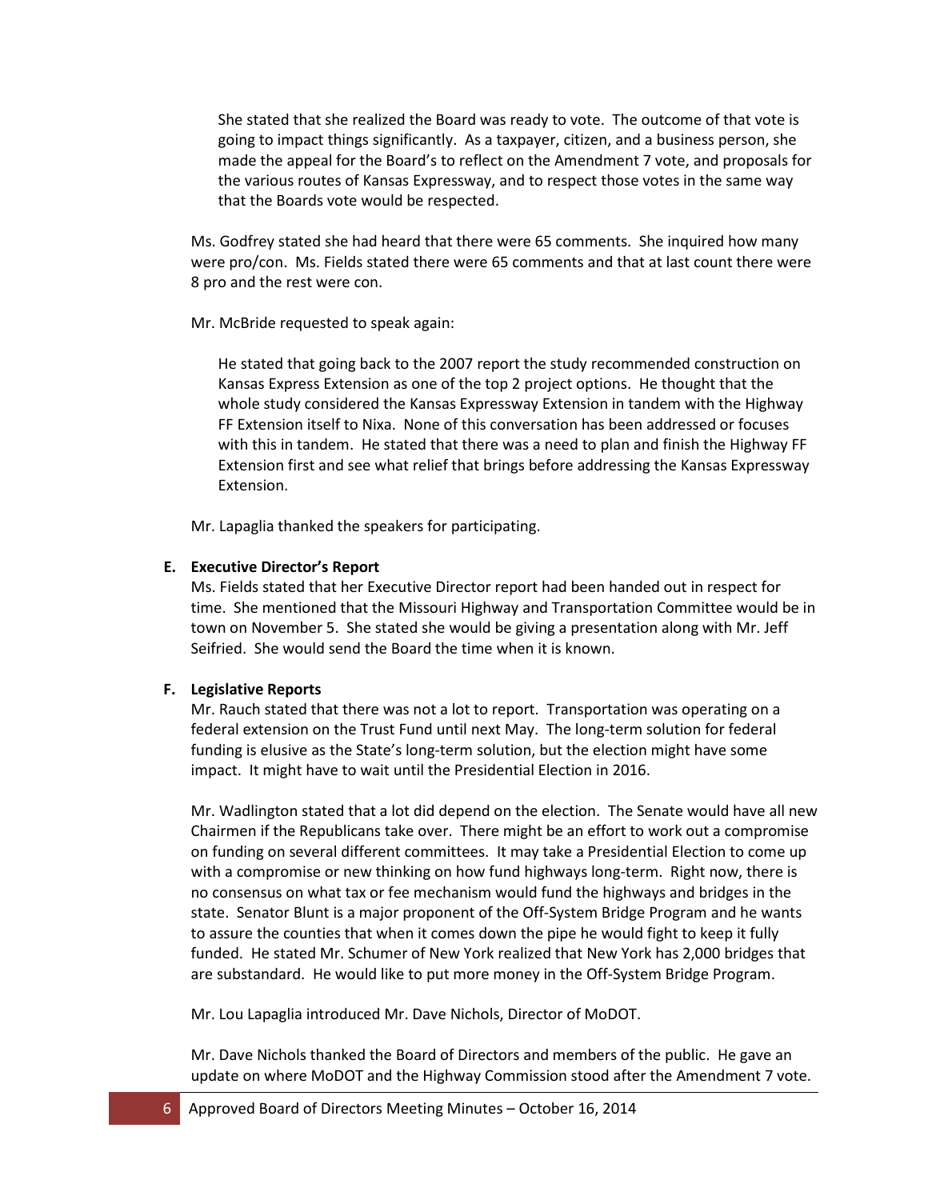She stated that she realized the Board was ready to vote. The outcome of that vote is going to impact things significantly. As a taxpayer, citizen, and a business person, she made the appeal for the Board's to reflect on the Amendment 7 vote, and proposals for the various routes of Kansas Expressway, and to respect those votes in the same way that the Boards vote would be respected.

Ms. Godfrey stated she had heard that there were 65 comments. She inquired how many were pro/con. Ms. Fields stated there were 65 comments and that at last count there were 8 pro and the rest were con.

Mr. McBride requested to speak again:

He stated that going back to the 2007 report the study recommended construction on Kansas Express Extension as one of the top 2 project options. He thought that the whole study considered the Kansas Expressway Extension in tandem with the Highway FF Extension itself to Nixa. None of this conversation has been addressed or focuses with this in tandem. He stated that there was a need to plan and finish the Highway FF Extension first and see what relief that brings before addressing the Kansas Expressway Extension.

Mr. Lapaglia thanked the speakers for participating.

**E. Executive Director's Report**

Ms. Fields stated that her Executive Director report had been handed out in respect for time. She mentioned that the Missouri Highway and Transportation Committee would be in town on November 5. She stated she would be giving a presentation along with Mr. Jeff Seifried. She would send the Board the time when it is known.

**F. Legislative Reports**

Mr. Rauch stated that there was not a lot to report. Transportation was operating on a federal extension on the Trust Fund until next May. The long-term solution for federal funding is elusive as the State's long-term solution, but the election might have some impact. It might have to wait until the Presidential Election in 2016.

Mr. Wadlington stated that a lot did depend on the election. The Senate would have all new Chairmen if the Republicans take over. There might be an effort to work out a compromise on funding on several different committees. It may take a Presidential Election to come up with a compromise or new thinking on how fund highways long-term. Right now, there is no consensus on what tax or fee mechanism would fund the highways and bridges in the state. Senator Blunt is a major proponent of the Off-System Bridge Program and he wants to assure the counties that when it comes down the pipe he would fight to keep it fully funded. He stated Mr. Schumer of New York realized that New York has 2,000 bridges that are substandard. He would like to put more money in the Off-System Bridge Program.

Mr. Lou Lapaglia introduced Mr. Dave Nichols, Director of MoDOT.

Mr. Dave Nichols thanked the Board of Directors and members of the public. He gave an update on where MoDOT and the Highway Commission stood after the Amendment 7 vote.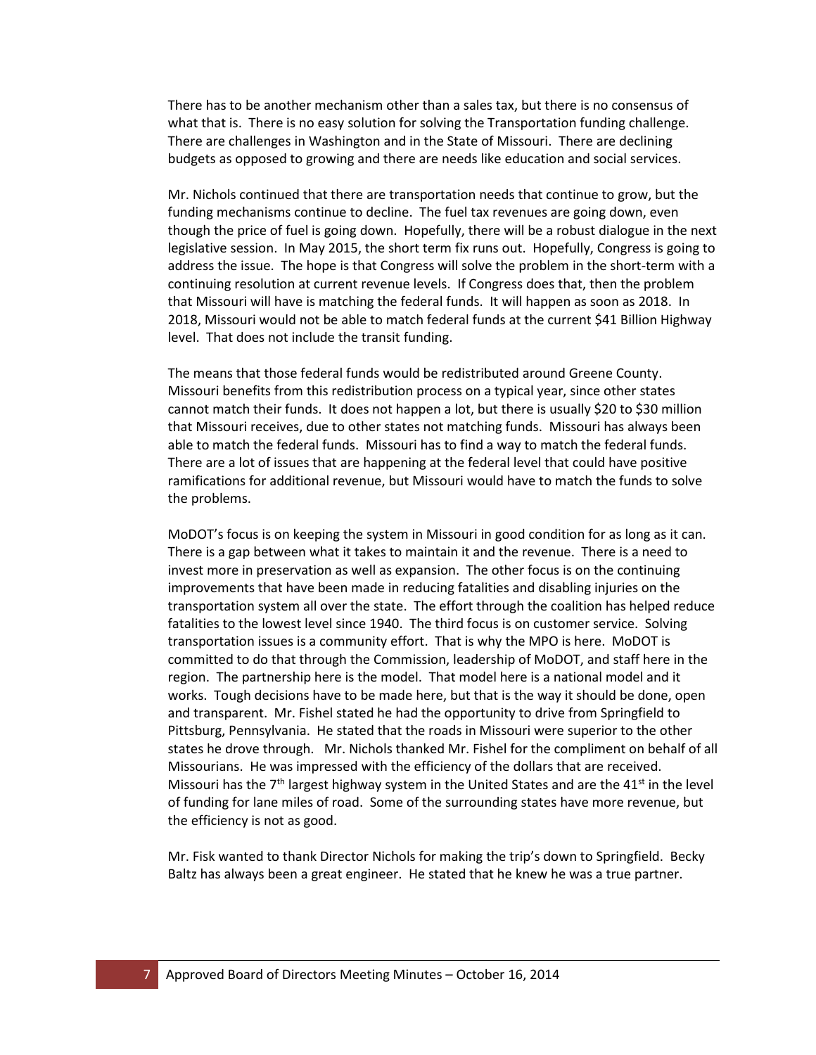There has to be another mechanism other than a sales tax, but there is no consensus of what that is. There is no easy solution for solving the Transportation funding challenge. There are challenges in Washington and in the State of Missouri. There are declining budgets as opposed to growing and there are needs like education and social services.

Mr. Nichols continued that there are transportation needs that continue to grow, but the funding mechanisms continue to decline. The fuel tax revenues are going down, even though the price of fuel is going down. Hopefully, there will be a robust dialogue in the next legislative session. In May 2015, the short term fix runs out. Hopefully, Congress is going to address the issue. The hope is that Congress will solve the problem in the short-term with a continuing resolution at current revenue levels. If Congress does that, then the problem that Missouri will have is matching the federal funds. It will happen as soon as 2018. In 2018, Missouri would not be able to match federal funds at the current $41 Billion Highway level. That does not include the transit funding.

The means that those federal funds would be redistributed around Greene County. Missouri benefits from this redistribution process on a typical year, since other states cannot match their funds. It does not happen a lot, but there is usually $20 to $30 million that Missouri receives, due to other states not matching funds. Missouri has always been able to match the federal funds. Missouri has to find a way to match the federal funds. There are a lot of issues that are happening at the federal level that could have positive ramifications for additional revenue, but Missouri would have to match the funds to solve the problems.

MoDOT's focus is on keeping the system in Missouri in good condition for as long as it can. There is a gap between what it takes to maintain it and the revenue. There is a need to invest more in preservation as well as expansion. The other focus is on the continuing improvements that have been made in reducing fatalities and disabling injuries on the transportation system all over the state. The effort through the coalition has helped reduce fatalities to the lowest level since 1940. The third focus is on customer service. Solving transportation issues is a community effort. That is why the MPO is here. MoDOT is committed to do that through the Commission, leadership of MoDOT, and staff here in the region. The partnership here is the model. That model here is a national model and it works. Tough decisions have to be made here, but that is the way it should be done, open and transparent. Mr. Fishel stated he had the opportunity to drive from Springfield to Pittsburg, Pennsylvania. He stated that the roads in Missouri were superior to the other states he drove through. Mr. Nichols thanked Mr. Fishel for the compliment on behalf of all Missourians. He was impressed with the efficiency of the dollars that are received. Missouri has the 7th largest highway system in the United States and are the 41st in the level of funding for lane miles of road. Some of the surrounding states have more revenue, but the efficiency is not as good.

Mr. Fisk wanted to thank Director Nichols for making the trip's down to Springfield. Becky Baltz has always been a great engineer. He stated that he knew he was a true partner.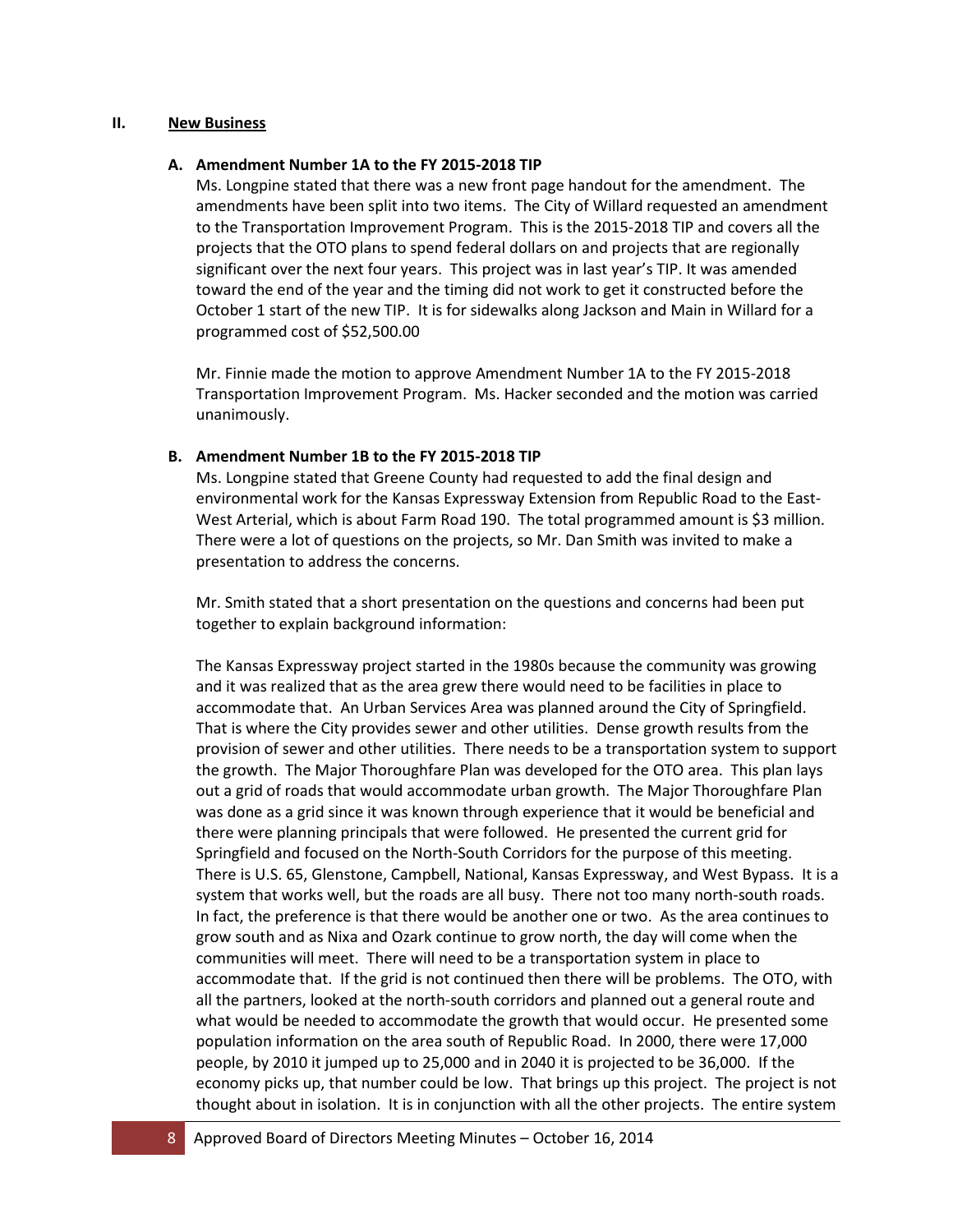## II. New Business

### A. Amendment Number 1A to the FY 2015-2018 TIP

Ms. Longpine stated that there was a new front page handout for the amendment. The amendments have been split into two items. The City of Willard requested an amendment to the Transportation Improvement Program. This is the 2015-2018 TIP and covers all the projects that the OTO plans to spend federal dollars on and projects that are regionally significant over the next four years. This project was in last year's TIP. It was amended toward the end of the year and the timing did not work to get it constructed before the October 1 start of the new TIP. It is for sidewalks along Jackson and Main in Willard for a programmed cost of $52,500.00

Mr. Finnie made the motion to approve Amendment Number 1A to the FY 2015-2018 Transportation Improvement Program. Ms. Hacker seconded and the motion was carried unanimously.

### B. Amendment Number 1B to the FY 2015-2018 TIP

Ms. Longpine stated that Greene County had requested to add the final design and environmental work for the Kansas Expressway Extension from Republic Road to the East-West Arterial, which is about Farm Road 190. The total programmed amount is $3 million. There were a lot of questions on the projects, so Mr. Dan Smith was invited to make a presentation to address the concerns.

Mr. Smith stated that a short presentation on the questions and concerns had been put together to explain background information:

The Kansas Expressway project started in the 1980s because the community was growing and it was realized that as the area grew there would need to be facilities in place to accommodate that. An Urban Services Area was planned around the City of Springfield. That is where the City provides sewer and other utilities. Dense growth results from the provision of sewer and other utilities. There needs to be a transportation system to support the growth. The Major Thoroughfare Plan was developed for the OTO area. This plan lays out a grid of roads that would accommodate urban growth. The Major Thoroughfare Plan was done as a grid since it was known through experience that it would be beneficial and there were planning principals that were followed. He presented the current grid for Springfield and focused on the North-South Corridors for the purpose of this meeting. There is U.S. 65, Glenstone, Campbell, National, Kansas Expressway, and West Bypass. It is a system that works well, but the roads are all busy. There not too many north-south roads. In fact, the preference is that there would be another one or two. As the area continues to grow south and as Nixa and Ozark continue to grow north, the day will come when the communities will meet. There will need to be a transportation system in place to accommodate that. If the grid is not continued then there will be problems. The OTO, with all the partners, looked at the north-south corridors and planned out a general route and what would be needed to accommodate the growth that would occur. He presented some population information on the area south of Republic Road. In 2000, there were 17,000 people, by 2010 it jumped up to 25,000 and in 2040 it is projected to be 36,000. If the economy picks up, that number could be low. That brings up this project. The project is not thought about in isolation. It is in conjunction with all the other projects. The entire system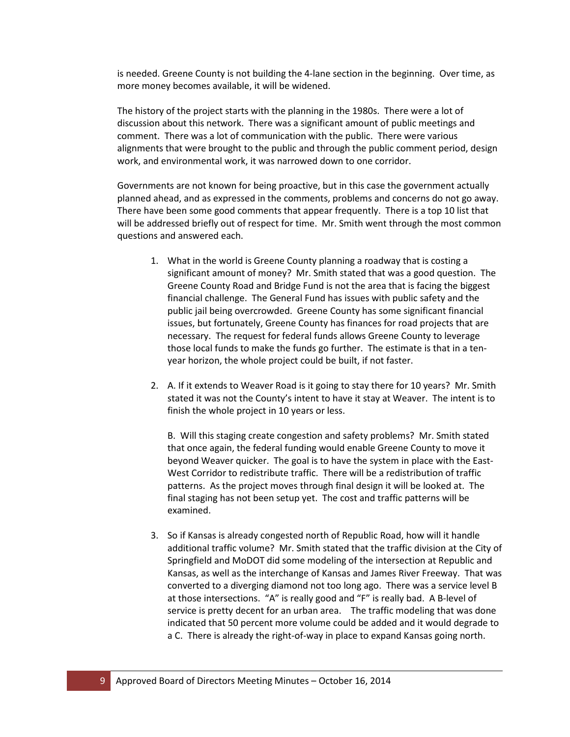is needed. Greene County is not building the 4-lane section in the beginning. Over time, as more money becomes available, it will be widened.

The history of the project starts with the planning in the 1980s. There were a lot of discussion about this network. There was a significant amount of public meetings and comment. There was a lot of communication with the public. There were various alignments that were brought to the public and through the public comment period, design work, and environmental work, it was narrowed down to one corridor.

Governments are not known for being proactive, but in this case the government actually planned ahead, and as expressed in the comments, problems and concerns do not go away. There have been some good comments that appear frequently. There is a top 10 list that will be addressed briefly out of respect for time. Mr. Smith went through the most common questions and answered each.

1. What in the world is Greene County planning a roadway that is costing a significant amount of money? Mr. Smith stated that was a good question. The Greene County Road and Bridge Fund is not the area that is facing the biggest financial challenge. The General Fund has issues with public safety and the public jail being overcrowded. Greene County has some significant financial issues, but fortunately, Greene County has finances for road projects that are necessary. The request for federal funds allows Greene County to leverage those local funds to make the funds go further. The estimate is that in a ten-year horizon, the whole project could be built, if not faster.

2. A. If it extends to Weaver Road is it going to stay there for 10 years? Mr. Smith stated it was not the County's intent to have it stay at Weaver. The intent is to finish the whole project in 10 years or less.

   B. Will this staging create congestion and safety problems? Mr. Smith stated that once again, the federal funding would enable Greene County to move it beyond Weaver quicker. The goal is to have the system in place with the East-West Corridor to redistribute traffic. There will be a redistribution of traffic patterns. As the project moves through final design it will be looked at. The final staging has not been setup yet. The cost and traffic patterns will be examined.

3. So if Kansas is already congested north of Republic Road, how will it handle additional traffic volume? Mr. Smith stated that the traffic division at the City of Springfield and MoDOT did some modeling of the intersection at Republic and Kansas, as well as the interchange of Kansas and James River Freeway. That was converted to a diverging diamond not too long ago. There was a service level B at those intersections. "A" is really good and "F" is really bad. A B-level of service is pretty decent for an urban area. The traffic modeling that was done indicated that 50 percent more volume could be added and it would degrade to a C. There is already the right-of-way in place to expand Kansas going north.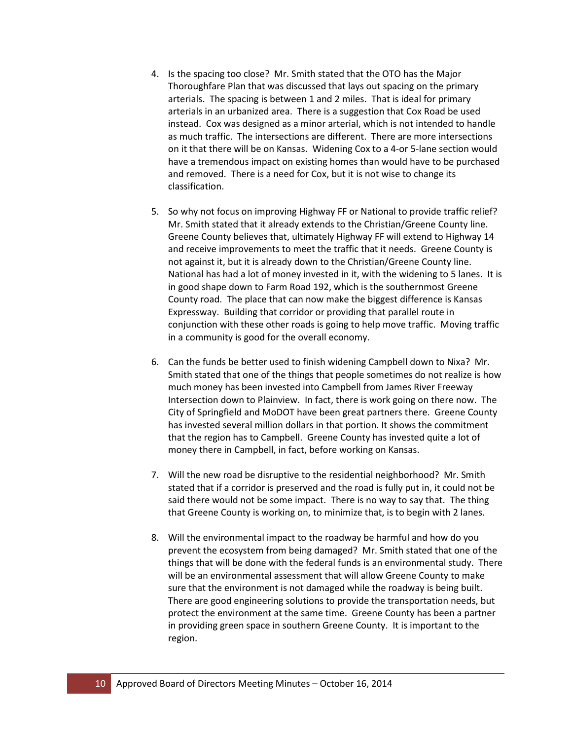4. Is the spacing too close? Mr. Smith stated that the OTO has the Major Thoroughfare Plan that was discussed that lays out spacing on the primary arterials. The spacing is between 1 and 2 miles. That is ideal for primary arterials in an urbanized area. There is a suggestion that Cox Road be used instead. Cox was designed as a minor arterial, which is not intended to handle as much traffic. The intersections are different. There are more intersections on it that there will be on Kansas. Widening Cox to a 4-or 5-lane section would have a tremendous impact on existing homes than would have to be purchased and removed. There is a need for Cox, but it is not wise to change its classification.

5. So why not focus on improving Highway FF or National to provide traffic relief? Mr. Smith stated that it already extends to the Christian/Greene County line. Greene County believes that, ultimately Highway FF will extend to Highway 14 and receive improvements to meet the traffic that it needs. Greene County is not against it, but it is already down to the Christian/Greene County line. National has had a lot of money invested in it, with the widening to 5 lanes. It is in good shape down to Farm Road 192, which is the southernmost Greene County road. The place that can now make the biggest difference is Kansas Expressway. Building that corridor or providing that parallel route in conjunction with these other roads is going to help move traffic. Moving traffic in a community is good for the overall economy.

6. Can the funds be better used to finish widening Campbell down to Nixa? Mr. Smith stated that one of the things that people sometimes do not realize is how much money has been invested into Campbell from James River Freeway Intersection down to Plainview. In fact, there is work going on there now. The City of Springfield and MoDOT have been great partners there. Greene County has invested several million dollars in that portion. It shows the commitment that the region has to Campbell. Greene County has invested quite a lot of money there in Campbell, in fact, before working on Kansas.

7. Will the new road be disruptive to the residential neighborhood? Mr. Smith stated that if a corridor is preserved and the road is fully put in, it could not be said there would not be some impact. There is no way to say that. The thing that Greene County is working on, to minimize that, is to begin with 2 lanes.

8. Will the environmental impact to the roadway be harmful and how do you prevent the ecosystem from being damaged? Mr. Smith stated that one of the things that will be done with the federal funds is an environmental study. There will be an environmental assessment that will allow Greene County to make sure that the environment is not damaged while the roadway is being built. There are good engineering solutions to provide the transportation needs, but protect the environment at the same time. Greene County has been a partner in providing green space in southern Greene County. It is important to the region.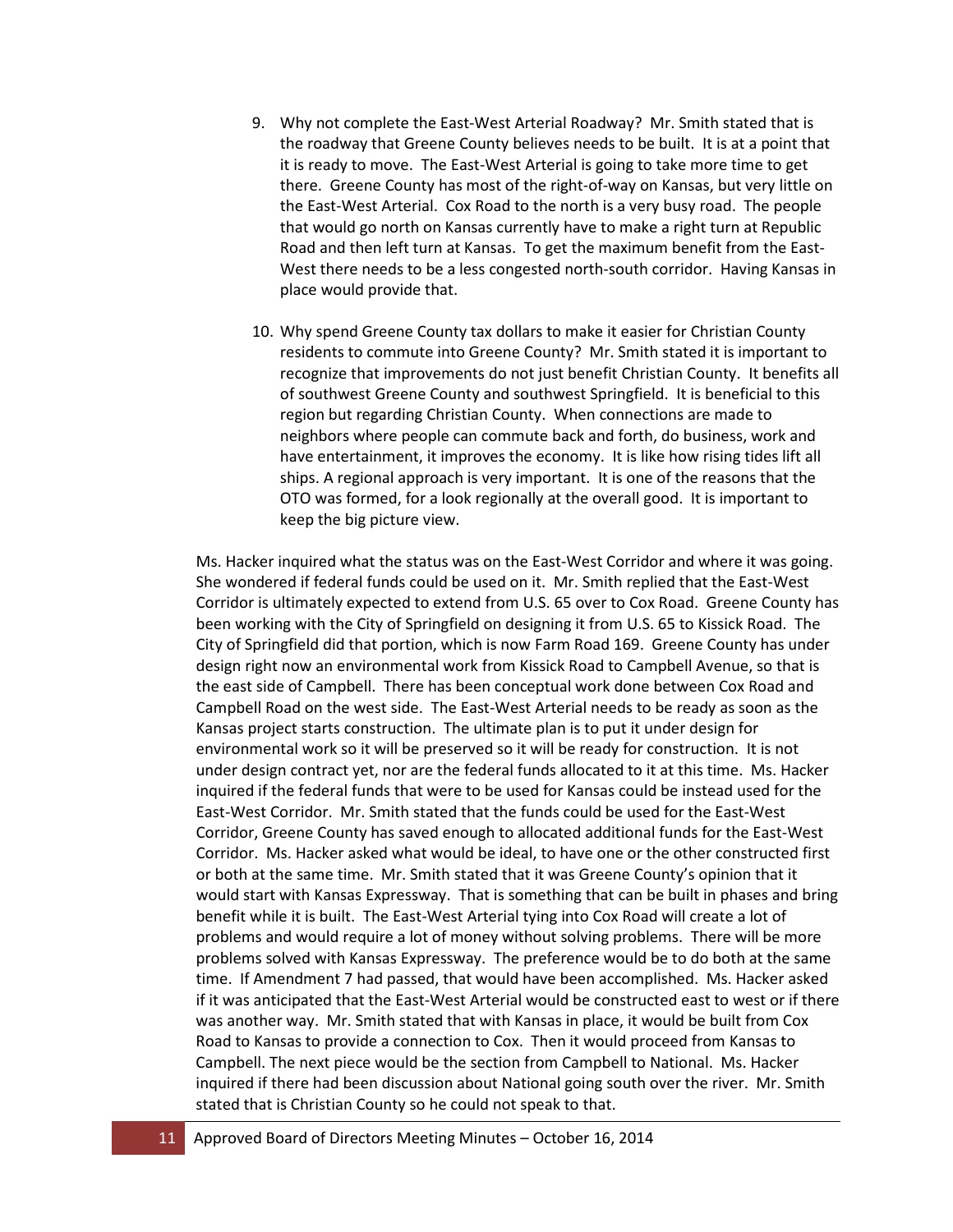9. Why not complete the East-West Arterial Roadway? Mr. Smith stated that is the roadway that Greene County believes needs to be built. It is at a point that it is ready to move. The East-West Arterial is going to take more time to get there. Greene County has most of the right-of-way on Kansas, but very little on the East-West Arterial. Cox Road to the north is a very busy road. The people that would go north on Kansas currently have to make a right turn at Republic Road and then left turn at Kansas. To get the maximum benefit from the East-West there needs to be a less congested north-south corridor. Having Kansas in place would provide that.

10. Why spend Greene County tax dollars to make it easier for Christian County residents to commute into Greene County? Mr. Smith stated it is important to recognize that improvements do not just benefit Christian County. It benefits all of southwest Greene County and southwest Springfield. It is beneficial to this region but regarding Christian County. When connections are made to neighbors where people can commute back and forth, do business, work and have entertainment, it improves the economy. It is like how rising tides lift all ships. A regional approach is very important. It is one of the reasons that the OTO was formed, for a look regionally at the overall good. It is important to keep the big picture view.

Ms. Hacker inquired what the status was on the East-West Corridor and where it was going. She wondered if federal funds could be used on it. Mr. Smith replied that the East-West Corridor is ultimately expected to extend from U.S. 65 over to Cox Road. Greene County has been working with the City of Springfield on designing it from U.S. 65 to Kissick Road. The City of Springfield did that portion, which is now Farm Road 169. Greene County has under design right now an environmental work from Kissick Road to Campbell Avenue, so that is the east side of Campbell. There has been conceptual work done between Cox Road and Campbell Road on the west side. The East-West Arterial needs to be ready as soon as the Kansas project starts construction. The ultimate plan is to put it under design for environmental work so it will be preserved so it will be ready for construction. It is not under design contract yet, nor are the federal funds allocated to it at this time. Ms. Hacker inquired if the federal funds that were to be used for Kansas could be instead used for the East-West Corridor. Mr. Smith stated that the funds could be used for the East-West Corridor, Greene County has saved enough to allocated additional funds for the East-West Corridor. Ms. Hacker asked what would be ideal, to have one or the other constructed first or both at the same time. Mr. Smith stated that it was Greene County's opinion that it would start with Kansas Expressway. That is something that can be built in phases and bring benefit while it is built. The East-West Arterial tying into Cox Road will create a lot of problems and would require a lot of money without solving problems. There will be more problems solved with Kansas Expressway. The preference would be to do both at the same time. If Amendment 7 had passed, that would have been accomplished. Ms. Hacker asked if it was anticipated that the East-West Arterial would be constructed east to west or if there was another way. Mr. Smith stated that with Kansas in place, it would be built from Cox Road to Kansas to provide a connection to Cox. Then it would proceed from Kansas to Campbell. The next piece would be the section from Campbell to National. Ms. Hacker inquired if there had been discussion about National going south over the river. Mr. Smith stated that is Christian County so he could not speak to that.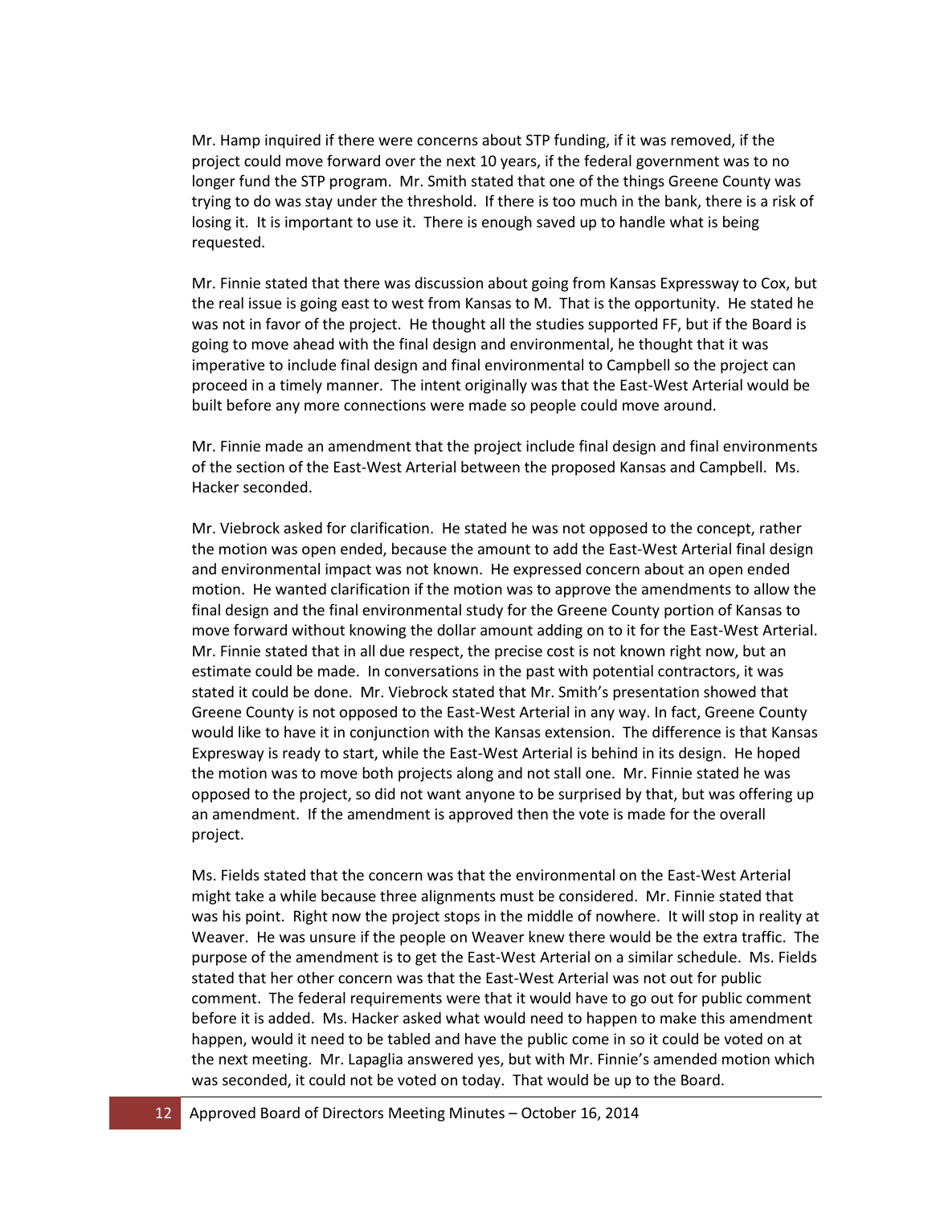Mr. Hamp inquired if there were concerns about STP funding, if it was removed, if the project could move forward over the next 10 years, if the federal government was to no longer fund the STP program. Mr. Smith stated that one of the things Greene County was trying to do was stay under the threshold. If there is too much in the bank, there is a risk of losing it. It is important to use it. There is enough saved up to handle what is being requested.

Mr. Finnie stated that there was discussion about going from Kansas Expressway to Cox, but the real issue is going east to west from Kansas to M. That is the opportunity. He stated he was not in favor of the project. He thought all the studies supported FF, but if the Board is going to move ahead with the final design and environmental, he thought that it was imperative to include final design and final environmental to Campbell so the project can proceed in a timely manner. The intent originally was that the East-West Arterial would be built before any more connections were made so people could move around.

Mr. Finnie made an amendment that the project include final design and final environments of the section of the East-West Arterial between the proposed Kansas and Campbell. Ms. Hacker seconded.

Mr. Viebrock asked for clarification. He stated he was not opposed to the concept, rather the motion was open ended, because the amount to add the East-West Arterial final design and environmental impact was not known. He expressed concern about an open ended motion. He wanted clarification if the motion was to approve the amendments to allow the final design and the final environmental study for the Greene County portion of Kansas to move forward without knowing the dollar amount adding on to it for the East-West Arterial. Mr. Finnie stated that in all due respect, the precise cost is not known right now, but an estimate could be made. In conversations in the past with potential contractors, it was stated it could be done. Mr. Viebrock stated that Mr. Smith's presentation showed that Greene County is not opposed to the East-West Arterial in any way. In fact, Greene County would like to have it in conjunction with the Kansas extension. The difference is that Kansas Expresway is ready to start, while the East-West Arterial is behind in its design. He hoped the motion was to move both projects along and not stall one. Mr. Finnie stated he was opposed to the project, so did not want anyone to be surprised by that, but was offering up an amendment. If the amendment is approved then the vote is made for the overall project.

Ms. Fields stated that the concern was that the environmental on the East-West Arterial might take a while because three alignments must be considered. Mr. Finnie stated that was his point. Right now the project stops in the middle of nowhere. It will stop in reality at Weaver. He was unsure if the people on Weaver knew there would be the extra traffic. The purpose of the amendment is to get the East-West Arterial on a similar schedule. Ms. Fields stated that her other concern was that the East-West Arterial was not out for public comment. The federal requirements were that it would have to go out for public comment before it is added. Ms. Hacker asked what would need to happen to make this amendment happen, would it need to be tabled and have the public come in so it could be voted on at the next meeting. Mr. Lapaglia answered yes, but with Mr. Finnie's amended motion which was seconded, it could not be voted on today. That would be up to the Board.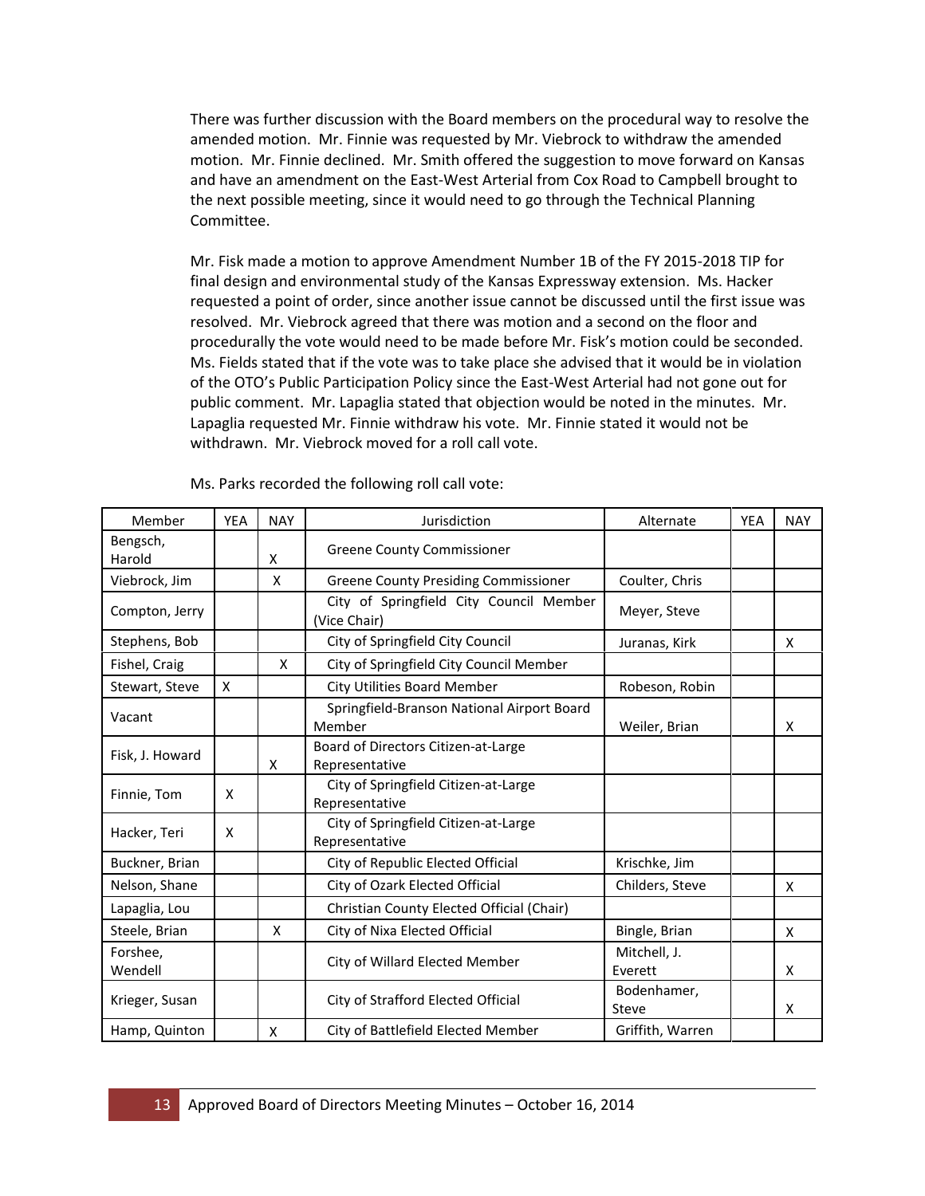There was further discussion with the Board members on the procedural way to resolve the amended motion. Mr. Finnie was requested by Mr. Viebrock to withdraw the amended motion. Mr. Finnie declined. Mr. Smith offered the suggestion to move forward on Kansas and have an amendment on the East-West Arterial from Cox Road to Campbell brought to the next possible meeting, since it would need to go through the Technical Planning Committee.

Mr. Fisk made a motion to approve Amendment Number 1B of the FY 2015-2018 TIP for final design and environmental study of the Kansas Expressway extension. Ms. Hacker requested a point of order, since another issue cannot be discussed until the first issue was resolved. Mr. Viebrock agreed that there was motion and a second on the floor and procedurally the vote would need to be made before Mr. Fisk's motion could be seconded. Ms. Fields stated that if the vote was to take place she advised that it would be in violation of the OTO's Public Participation Policy since the East-West Arterial had not gone out for public comment. Mr. Lapaglia stated that objection would be noted in the minutes. Mr. Lapaglia requested Mr. Finnie withdraw his vote. Mr. Finnie stated it would not be withdrawn. Mr. Viebrock moved for a roll call vote.

Ms. Parks recorded the following roll call vote:

| Member | YEA | NAY | Jurisdiction | Alternate | YEA | NAY |
|---|---|---|---|---|---|---|
| Bengsch, Harold | | X | Greene County Commissioner | | | |
| Viebrock, Jim | | X | Greene County Presiding Commissioner | Coulter, Chris | | |
| Compton, Jerry | | | City of Springfield City Council Member (Vice Chair) | Meyer, Steve | | |
| Stephens, Bob | | | City of Springfield City Council | Juranas, Kirk | | X |
| Fishel, Craig | | X | City of Springfield City Council Member | | | |
| Stewart, Steve | X | | City Utilities Board Member | Robeson, Robin | | |
| Vacant | | | Springfield-Branson National Airport Board Member | Weiler, Brian | | X |
| Fisk, J. Howard | | X | Board of Directors Citizen-at-Large Representative | | | |
| Finnie, Tom | X | | City of Springfield Citizen-at-Large Representative | | | |
| Hacker, Teri | X | | City of Springfield Citizen-at-Large Representative | | | |
| Buckner, Brian | | | City of Republic Elected Official | Krischke, Jim | | |
| Nelson, Shane | | | City of Ozark Elected Official | Childers, Steve | | X |
| Lapaglia, Lou | | | Christian County Elected Official (Chair) | | | |
| Steele, Brian | | X | City of Nixa Elected Official | Bingle, Brian | | X |
| Forshee, Wendell | | | City of Willard Elected Member | Mitchell, J. Everett | | X |
| Krieger, Susan | | | City of Strafford Elected Official | Bodenhamer, Steve | | X |
| Hamp, Quinton | | X | City of Battlefield Elected Member | Griffith, Warren | | |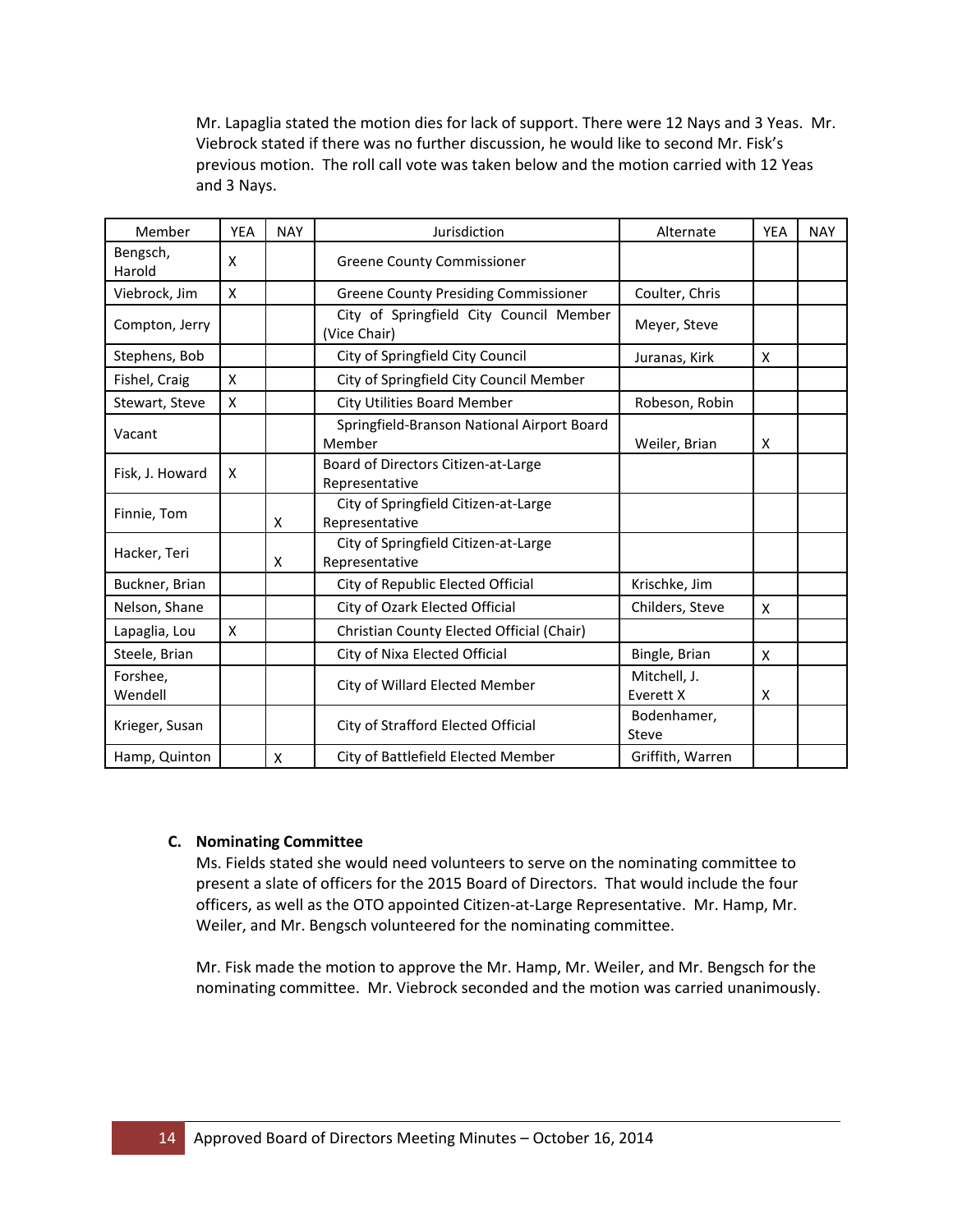Mr. Lapaglia stated the motion dies for lack of support. There were 12 Nays and 3 Yeas. Mr. Viebrock stated if there was no further discussion, he would like to second Mr. Fisk's previous motion. The roll call vote was taken below and the motion carried with 12 Yeas and 3 Nays.

| Member | YEA | NAY | Jurisdiction | Alternate | YEA | NAY |
|---|---|---|---|---|---|---|
| Bengsch, Harold | X | | Greene County Commissioner | | | |
| Viebrock, Jim | X | | Greene County Presiding Commissioner | Coulter, Chris | | |
| Compton, Jerry | | | City of Springfield City Council Member (Vice Chair) | Meyer, Steve | | |
| Stephens, Bob | | | City of Springfield City Council | Juranas, Kirk | X | |
| Fishel, Craig | X | | City of Springfield City Council Member | | | |
| Stewart, Steve | X | | City Utilities Board Member | Robeson, Robin | | |
| Vacant | | | Springfield-Branson National Airport Board Member | Weiler, Brian | X | |
| Fisk, J. Howard | X | | Board of Directors Citizen-at-Large Representative | | | |
| Finnie, Tom | | X | City of Springfield Citizen-at-Large Representative | | | |
| Hacker, Teri | | X | City of Springfield Citizen-at-Large Representative | | | |
| Buckner, Brian | | | City of Republic Elected Official | Krischke, Jim | | |
| Nelson, Shane | | | City of Ozark Elected Official | Childers, Steve | X | |
| Lapaglia, Lou | X | | Christian County Elected Official (Chair) | | | |
| Steele, Brian | | | City of Nixa Elected Official | Bingle, Brian | X | |
| Forshee, Wendell | | | City of Willard Elected Member | Mitchell, J. Everett X | X | |
| Krieger, Susan | | | City of Strafford Elected Official | Bodenhamer, Steve | | |
| Hamp, Quinton | | X | City of Battlefield Elected Member | Griffith, Warren | | |

**C. Nominating Committee**

Ms. Fields stated she would need volunteers to serve on the nominating committee to present a slate of officers for the 2015 Board of Directors. That would include the four officers, as well as the OTO appointed Citizen-at-Large Representative. Mr. Hamp, Mr. Weiler, and Mr. Bengsch volunteered for the nominating committee.

Mr. Fisk made the motion to approve the Mr. Hamp, Mr. Weiler, and Mr. Bengsch for the nominating committee. Mr. Viebrock seconded and the motion was carried unanimously.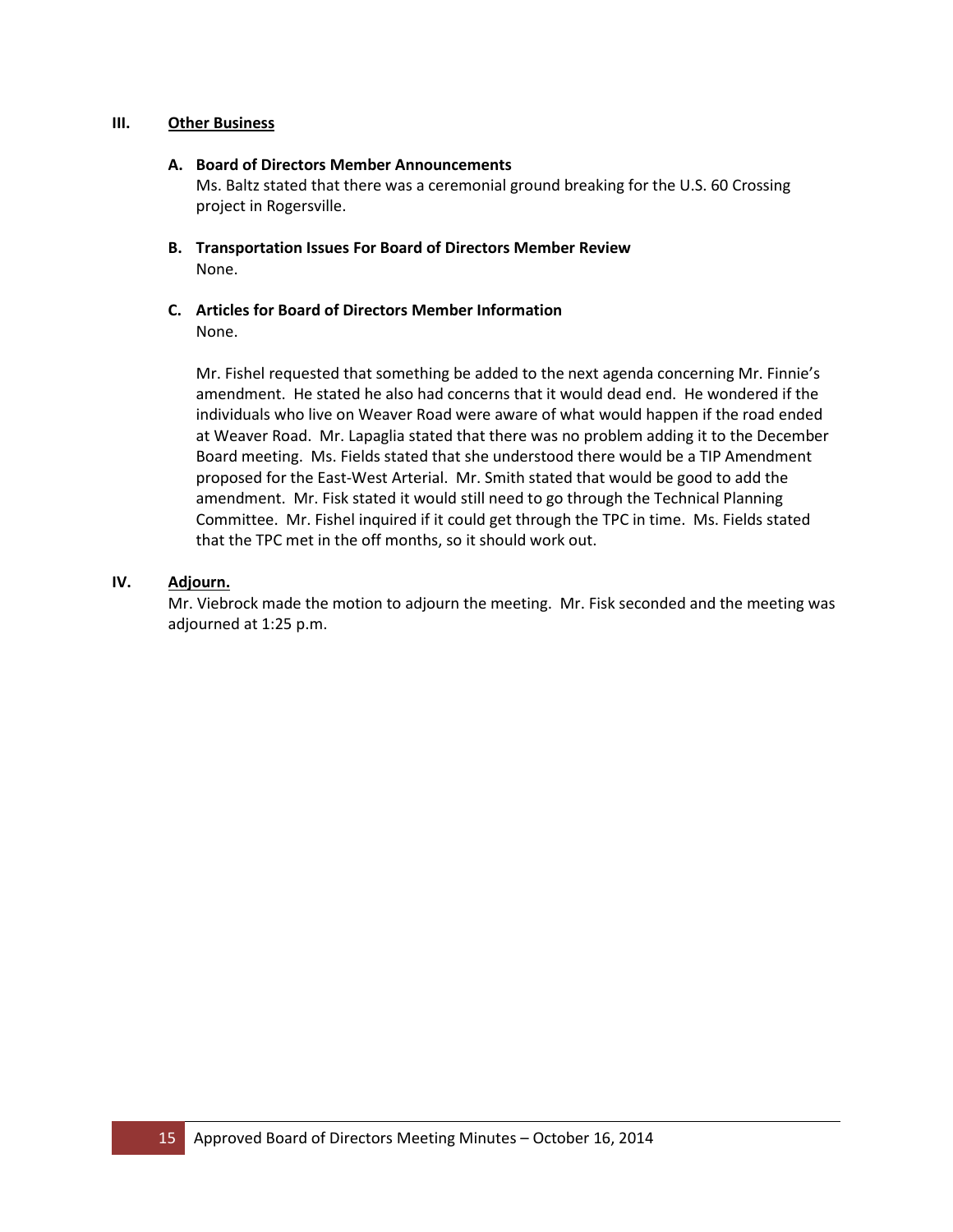## III. Other Business

### A. Board of Directors Member Announcements

Ms. Baltz stated that there was a ceremonial ground breaking for the U.S. 60 Crossing project in Rogersville.

### B. Transportation Issues For Board of Directors Member Review

None.

### C. Articles for Board of Directors Member Information

None.

Mr. Fishel requested that something be added to the next agenda concerning Mr. Finnie's amendment. He stated he also had concerns that it would dead end. He wondered if the individuals who live on Weaver Road were aware of what would happen if the road ended at Weaver Road. Mr. Lapaglia stated that there was no problem adding it to the December Board meeting. Ms. Fields stated that she understood there would be a TIP Amendment proposed for the East-West Arterial. Mr. Smith stated that would be good to add the amendment. Mr. Fisk stated it would still need to go through the Technical Planning Committee. Mr. Fishel inquired if it could get through the TPC in time. Ms. Fields stated that the TPC met in the off months, so it should work out.

## IV. Adjourn.

Mr. Viebrock made the motion to adjourn the meeting. Mr. Fisk seconded and the meeting was adjourned at 1:25 p.m.